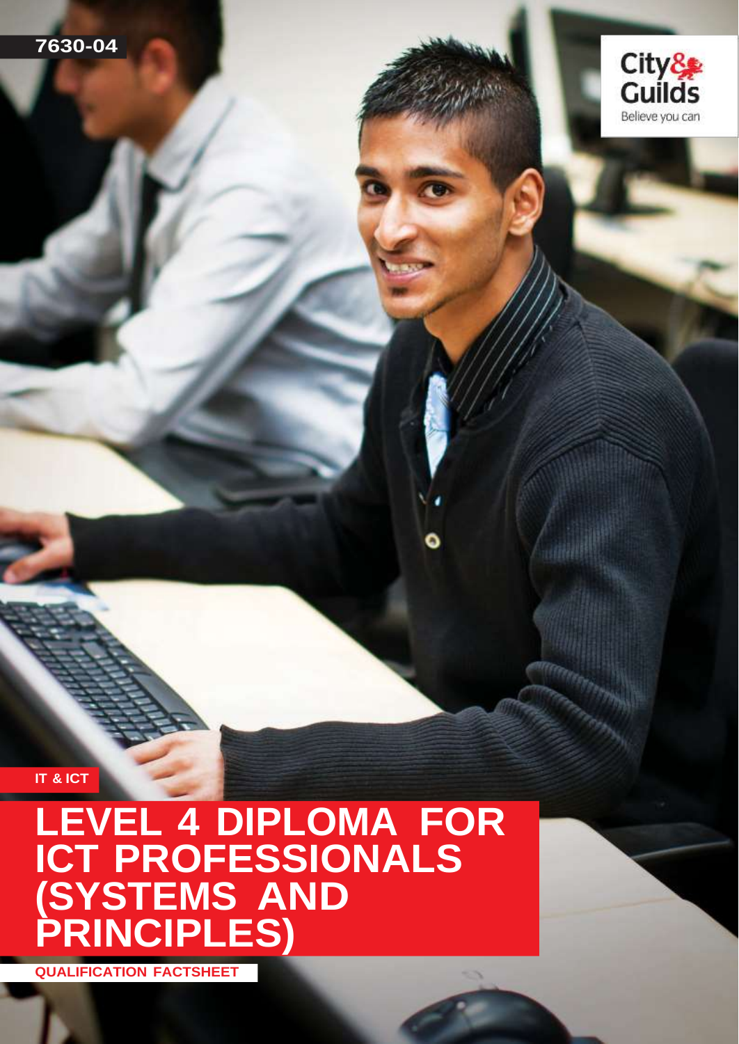7630-04

City & Guilds
Believe you can

IT & ICT

# LEVEL 4 DIPLOMA FOR ICT PROFESSIONALS (SYSTEMS AND PRINCIPLES)

QUALIFICATION FACTSHEET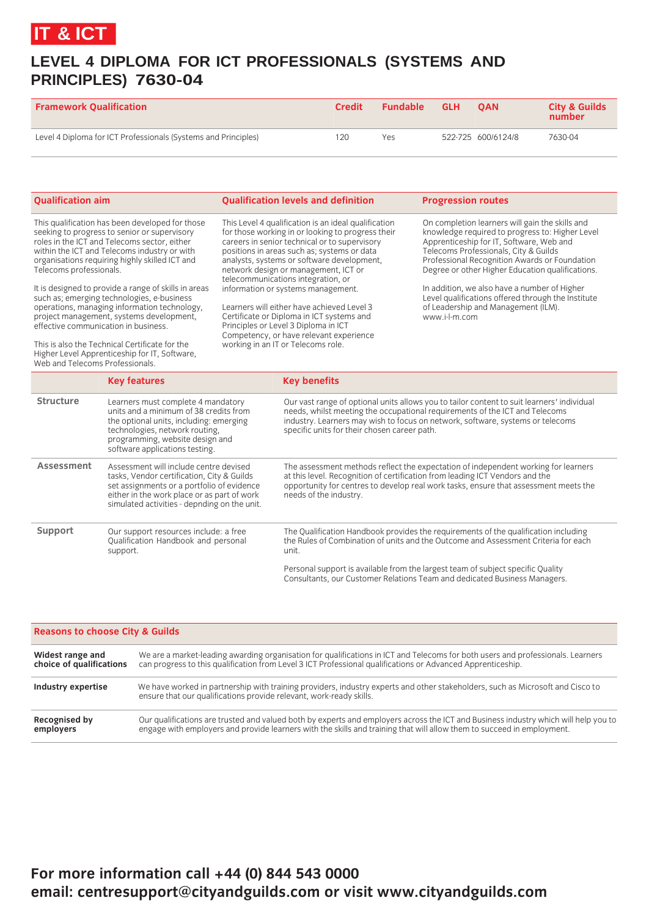# IT & ICT

## LEVEL 4 DIPLOMA FOR ICT PROFESSIONALS (SYSTEMS AND PRINCIPLES) 7630-04

| Framework Qualification | Credit | Fundable | GLH | QAN | City & Guilds number |
|---|---|---|---|---|---|
| Level 4 Diploma for ICT Professionals (Systems and Principles) | 120 | Yes | 522-725 | 600/6124/8 | 7630-04 |

| Qualification aim | Qualification levels and definition | Progression routes |
|---|---|---|
| This qualification has been developed for those seeking to progress to senior or supervisory roles in the ICT and Telecoms sector, either within the ICT and Telecoms industry or with organisations requiring highly skilled ICT and Telecoms professionals.<br><br>It is designed to provide a range of skills in areas such as; emerging technologies, e-business operations, managing information technology, project management, systems development, effective communication in business.<br><br>This is also the Technical Certificate for the Higher Level Apprenticeship for IT, Software, Web and Telecoms Professionals. | This Level 4 qualification is an ideal qualification for those working in or looking to progress their careers in senior technical or to supervisory positions in areas such as; systems or data analysts, systems or software development, network design or management, ICT or telecommunications integration, or information or systems management.<br><br>Learners will either have achieved Level 3 Certificate or Diploma in ICT systems and Principles or Level 3 Diploma in ICT Competency, or have relevant experience working in an IT or Telecoms role. | On completion learners will gain the skills and knowledge required to progress to: Higher Level Apprenticeship for IT, Software, Web and Telecoms Professionals, City & Guilds Professional Recognition Awards or Foundation Degree or other Higher Education qualifications.<br><br>In addition, we also have a number of Higher Level qualifications offered through the Institute of Leadership and Management (ILM). www.i-l-m.com |

| | Key features | Key benefits |
|---|---|---|
| **Structure** | Learners must complete 4 mandatory units and a minimum of 38 credits from the optional units, including: emerging technologies, network routing, programming, website design and software applications testing. | Our vast range of optional units allows you to tailor content to suit learners' individual needs, whilst meeting the occupational requirements of the ICT and Telecoms industry. Learners may wish to focus on network, software, systems or telecoms specific units for their chosen career path. |
| **Assessment** | Assessment will include centre devised tasks, Vendor certification, City & Guilds set assignments or a portfolio of evidence either in the work place or as part of work simulated activities - depnding on the unit. | The assessment methods reflect the expectation of independent working for learners at this level. Recognition of certification from leading ICT Vendors and the opportunity for centres to develop real work tasks, ensure that assessment meets the needs of the industry. |
| **Support** | Our support resources include: a free Qualification Handbook and personal support. | The Qualification Handbook provides the requirements of the qualification including the Rules of Combination of units and the Outcome and Assessment Criteria for each unit.<br><br>Personal support is available from the largest team of subject specific Quality Consultants, our Customer Relations Team and dedicated Business Managers. |

| Reasons to choose City & Guilds | |
|---|---|
| **Widest range and choice of qualifications** | We are a market-leading awarding organisation for qualifications in ICT and Telecoms for both users and professionals. Learners can progress to this qualification from Level 3 ICT Professional qualifications or Advanced Apprenticeship. |
| **Industry expertise** | We have worked in partnership with training providers, industry experts and other stakeholders, such as Microsoft and Cisco to ensure that our qualifications provide relevant, work-ready skills. |
| **Recognised by employers** | Our qualifications are trusted and valued both by experts and employers across the ICT and Business industry which will help you to engage with employers and provide learners with the skills and training that will allow them to succeed in employment. |

**For more information call +44 (0) 844 543 0000**
**email: centresupport@cityandguilds.com or visit www.cityandguilds.com**